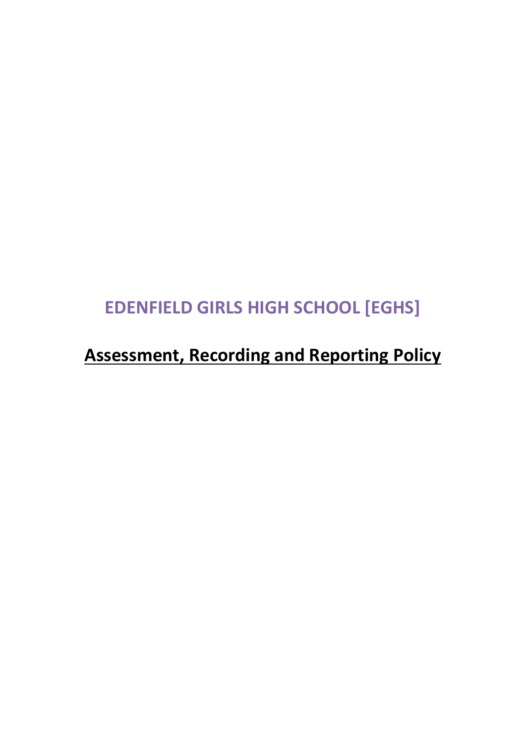# EDENFIELD GIRLS HIGH SCHOOL [EGHS]

## **Assessment, Recording and Reporting Policy**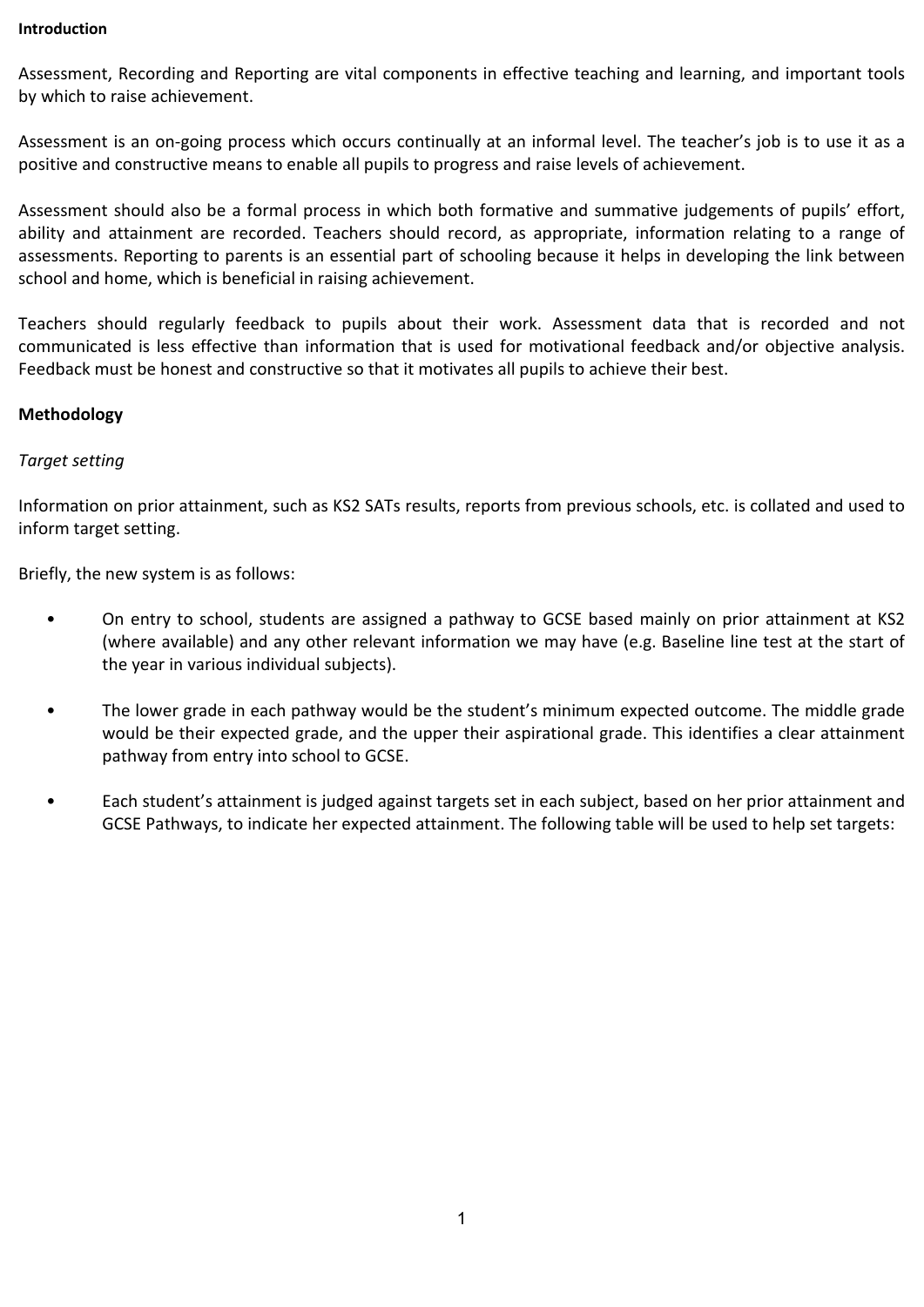**Introduction**

Assessment, Recording and Reporting are vital components in effective teaching and learning, and important tools by which to raise achievement.

Assessment is an on-going process which occurs continually at an informal level. The teacher's job is to use it as a positive and constructive means to enable all pupils to progress and raise levels of achievement.

Assessment should also be a formal process in which both formative and summative judgements of pupils' effort, ability and attainment are recorded. Teachers should record, as appropriate, information relating to a range of assessments. Reporting to parents is an essential part of schooling because it helps in developing the link between school and home, which is beneficial in raising achievement.

Teachers should regularly feedback to pupils about their work. Assessment data that is recorded and not communicated is less effective than information that is used for motivational feedback and/or objective analysis. Feedback must be honest and constructive so that it motivates all pupils to achieve their best.

**Methodology**

*Target setting*

Information on prior attainment, such as KS2 SATs results, reports from previous schools, etc. is collated and used to inform target setting.

Briefly, the new system is as follows:

- On entry to school, students are assigned a pathway to GCSE based mainly on prior attainment at KS2 (where available) and any other relevant information we may have (e.g. Baseline line test at the start of the year in various individual subjects).

- The lower grade in each pathway would be the student's minimum expected outcome. The middle grade would be their expected grade, and the upper their aspirational grade. This identifies a clear attainment pathway from entry into school to GCSE.

- Each student's attainment is judged against targets set in each subject, based on her prior attainment and GCSE Pathways, to indicate her expected attainment. The following table will be used to help set targets: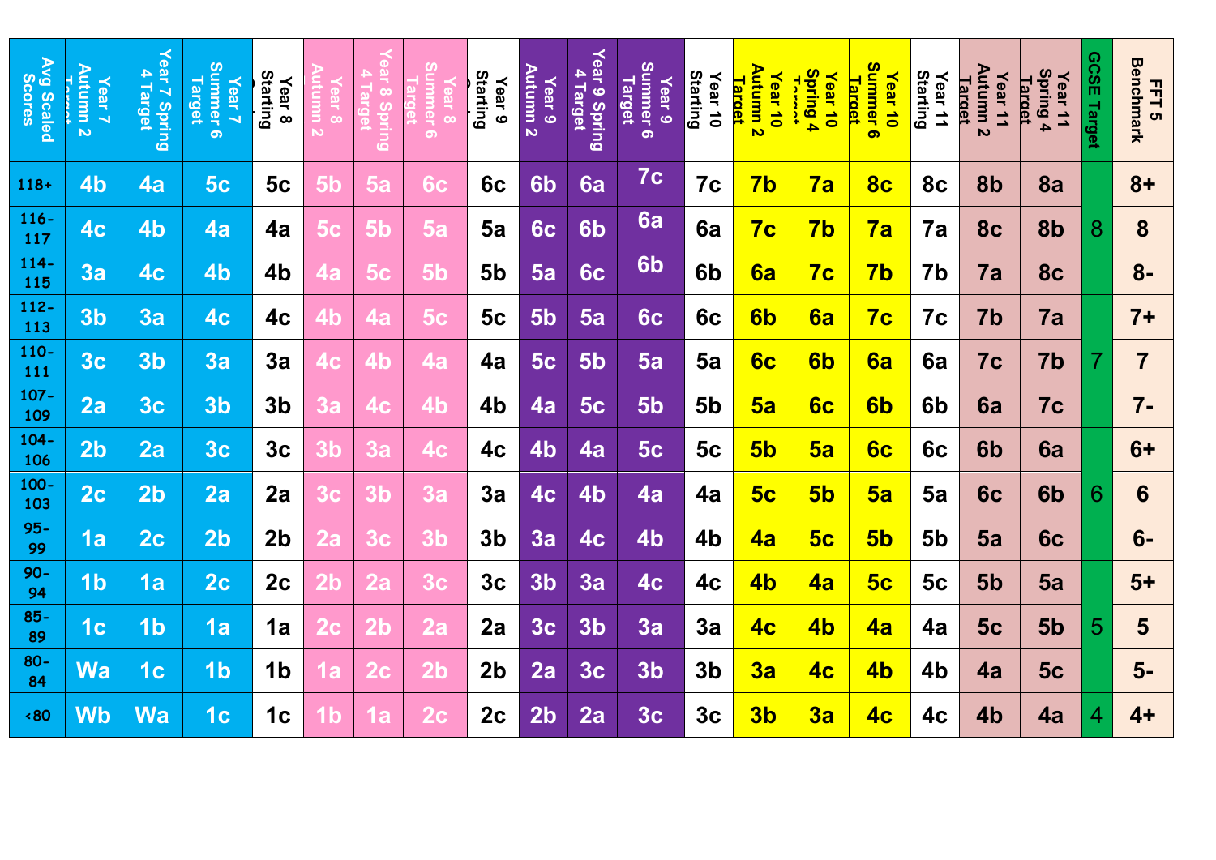| Avg Scaled Scores | Year 7 Autumn 2 Target | Year 7 Spring 4 Target | Year 7 Summer 6 Target | Year 8 Starting | Year 8 Autumn 2 | Year 8 Spring 4 Target | Year 8 Summer 6 Target | Year 9 Starting | Year 9 Autumn 2 | Year 9 Spring 4 Target | Year 9 Summer 6 Target | Year 10 Starting | Year 10 Autumn 2 Target | Year 10 Spring 4 Target | Year 10 Summer 6 Target | Year 11 Starting | Year 11 Autumn 2 Target | Year 11 Spring 4 Target | GCSE Target | FFT 5 Benchmark |
|---|---|---|---|---|---|---|---|---|---|---|---|---|---|---|---|---|---|---|---|---|
| 118+ | 4b | 4a | 5c | 5c | 5b | 5a | 6c | 6c | 6b | 6a | 7c | 7c | 7b | 7a | 8c | 8c | 8b | 8a | 8 | 8+ |
| 116-117 | 4c | 4b | 4a | 4a | 5c | 5b | 5a | 5a | 6c | 6b | 6a | 6a | 7c | 7b | 7a | 7a | 8c | 8b | | 8 |
| 114-115 | 3a | 4c | 4b | 4b | 4a | 5c | 5b | 5b | 5a | 6c | 6b | 6b | 6a | 7c | 7b | 7b | 7a | 8c | | 8- |
| 112-113 | 3b | 3a | 4c | 4c | 4b | 4a | 5c | 5c | 5b | 5a | 6c | 6c | 6b | 6a | 7c | 7c | 7b | 7a | 7 | 7+ |
| 110-111 | 3c | 3b | 3a | 3a | 4c | 4b | 4a | 4a | 5c | 5b | 5a | 5a | 6c | 6b | 6a | 6a | 7c | 7b | | 7 |
| 107-109 | 2a | 3c | 3b | 3b | 3a | 4c | 4b | 4b | 4a | 5c | 5b | 5b | 5a | 6c | 6b | 6b | 6a | 7c | | 7- |
| 104-106 | 2b | 2a | 3c | 3c | 3b | 3a | 4c | 4c | 4b | 4a | 5c | 5c | 5b | 5a | 6c | 6c | 6b | 6a | 6 | 6+ |
| 100-103 | 2c | 2b | 2a | 2a | 3c | 3b | 3a | 3a | 4c | 4b | 4a | 4a | 5c | 5b | 5a | 5a | 6c | 6b | | 6 |
| 95-99 | 1a | 2c | 2b | 2b | 2a | 3c | 3b | 3b | 3a | 4c | 4b | 4b | 4a | 5c | 5b | 5b | 5a | 6c | | 6- |
| 90-94 | 1b | 1a | 2c | 2c | 2b | 2a | 3c | 3c | 3b | 3a | 4c | 4c | 4b | 4a | 5c | 5c | 5b | 5a | 5 | 5+ |
| 85-89 | 1c | 1b | 1a | 1a | 2c | 2b | 2a | 2a | 3c | 3b | 3a | 3a | 4c | 4b | 4a | 4a | 5c | 5b | | 5 |
| 80-84 | Wa | 1c | 1b | 1b | 1a | 2c | 2b | 2b | 2a | 3c | 3b | 3b | 3a | 4c | 4b | 4b | 4a | 5c | | 5- |
| <80 | Wb | Wa | 1c | 1c | 1b | 1a | 2c | 2c | 2b | 2a | 3c | 3c | 3b | 3a | 4c | 4c | 4b | 4a | 4 | 4+ |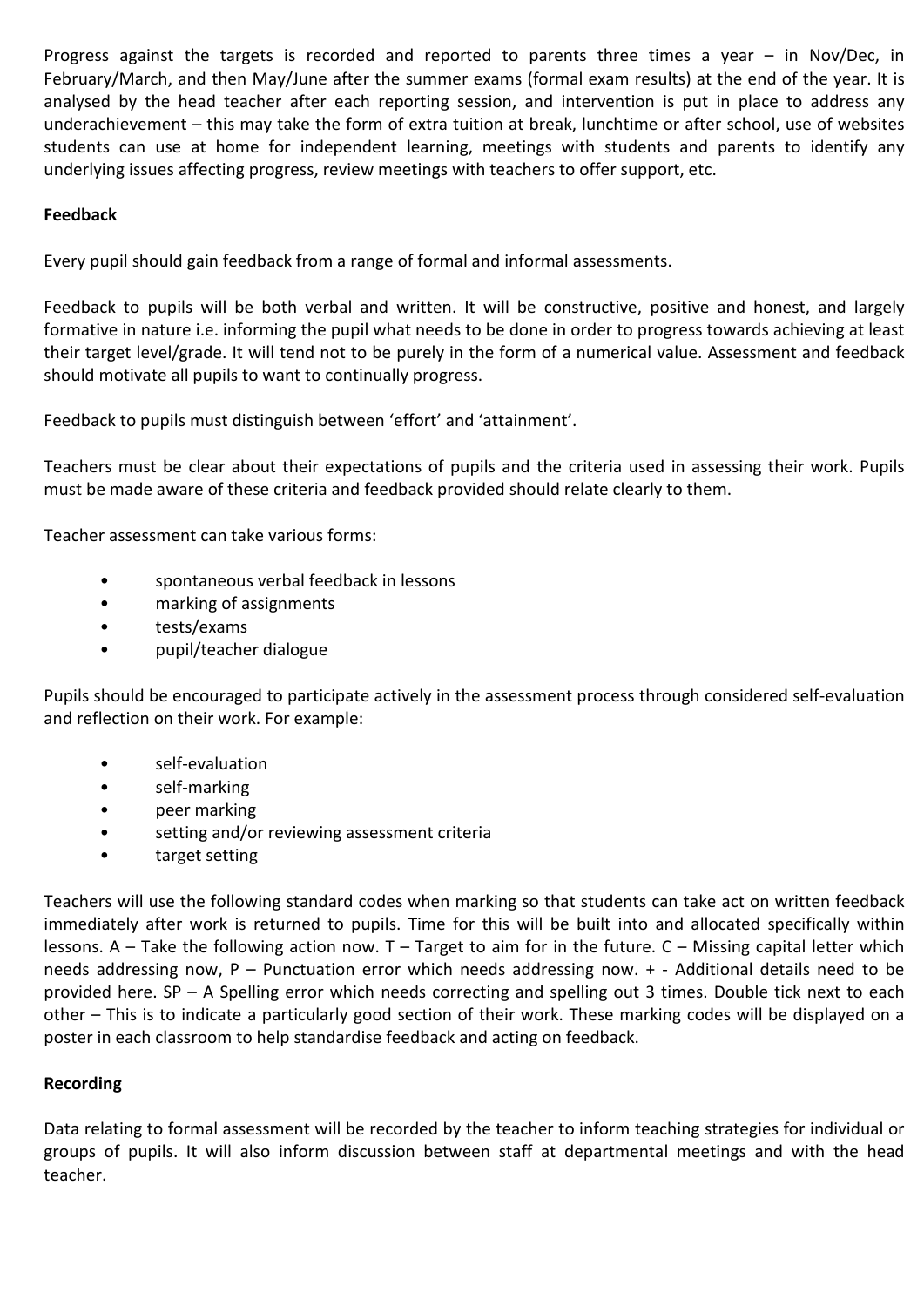Progress against the targets is recorded and reported to parents three times a year – in Nov/Dec, in February/March, and then May/June after the summer exams (formal exam results) at the end of the year. It is analysed by the head teacher after each reporting session, and intervention is put in place to address any underachievement – this may take the form of extra tuition at break, lunchtime or after school, use of websites students can use at home for independent learning, meetings with students and parents to identify any underlying issues affecting progress, review meetings with teachers to offer support, etc.

**Feedback**

Every pupil should gain feedback from a range of formal and informal assessments.

Feedback to pupils will be both verbal and written. It will be constructive, positive and honest, and largely formative in nature i.e. informing the pupil what needs to be done in order to progress towards achieving at least their target level/grade. It will tend not to be purely in the form of a numerical value. Assessment and feedback should motivate all pupils to want to continually progress.

Feedback to pupils must distinguish between 'effort' and 'attainment'.

Teachers must be clear about their expectations of pupils and the criteria used in assessing their work. Pupils must be made aware of these criteria and feedback provided should relate clearly to them.

Teacher assessment can take various forms:

- spontaneous verbal feedback in lessons
- marking of assignments
- tests/exams
- pupil/teacher dialogue

Pupils should be encouraged to participate actively in the assessment process through considered self-evaluation and reflection on their work. For example:

- self-evaluation
- self-marking
- peer marking
- setting and/or reviewing assessment criteria
- target setting

Teachers will use the following standard codes when marking so that students can take act on written feedback immediately after work is returned to pupils. Time for this will be built into and allocated specifically within lessons. A – Take the following action now. T – Target to aim for in the future. C – Missing capital letter which needs addressing now, P – Punctuation error which needs addressing now. + - Additional details need to be provided here. SP – A Spelling error which needs correcting and spelling out 3 times. Double tick next to each other – This is to indicate a particularly good section of their work. These marking codes will be displayed on a poster in each classroom to help standardise feedback and acting on feedback.

**Recording**

Data relating to formal assessment will be recorded by the teacher to inform teaching strategies for individual or groups of pupils. It will also inform discussion between staff at departmental meetings and with the head teacher.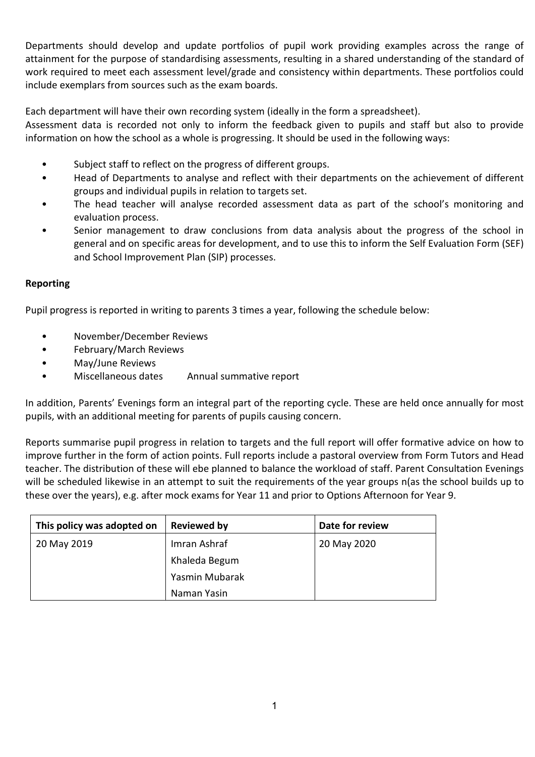Departments should develop and update portfolios of pupil work providing examples across the range of attainment for the purpose of standardising assessments, resulting in a shared understanding of the standard of work required to meet each assessment level/grade and consistency within departments. These portfolios could include exemplars from sources such as the exam boards.

Each department will have their own recording system (ideally in the form a spreadsheet).
Assessment data is recorded not only to inform the feedback given to pupils and staff but also to provide information on how the school as a whole is progressing. It should be used in the following ways:

- Subject staff to reflect on the progress of different groups.
- Head of Departments to analyse and reflect with their departments on the achievement of different groups and individual pupils in relation to targets set.
- The head teacher will analyse recorded assessment data as part of the school's monitoring and evaluation process.
- Senior management to draw conclusions from data analysis about the progress of the school in general and on specific areas for development, and to use this to inform the Self Evaluation Form (SEF) and School Improvement Plan (SIP) processes.

**Reporting**

Pupil progress is reported in writing to parents 3 times a year, following the schedule below:

- November/December Reviews
- February/March Reviews
- May/June Reviews
- Miscellaneous dates Annual summative report

In addition, Parents' Evenings form an integral part of the reporting cycle. These are held once annually for most pupils, with an additional meeting for parents of pupils causing concern.

Reports summarise pupil progress in relation to targets and the full report will offer formative advice on how to improve further in the form of action points. Full reports include a pastoral overview from Form Tutors and Head teacher. The distribution of these will ebe planned to balance the workload of staff. Parent Consultation Evenings will be scheduled likewise in an attempt to suit the requirements of the year groups n(as the school builds up to these over the years), e.g. after mock exams for Year 11 and prior to Options Afternoon for Year 9.

| This policy was adopted on | Reviewed by | Date for review |
|---|---|---|
| 20 May 2019 | Imran Ashraf | 20 May 2020 |
| | Khaleda Begum | |
| | Yasmin Mubarak | |
| | Naman Yasin | |